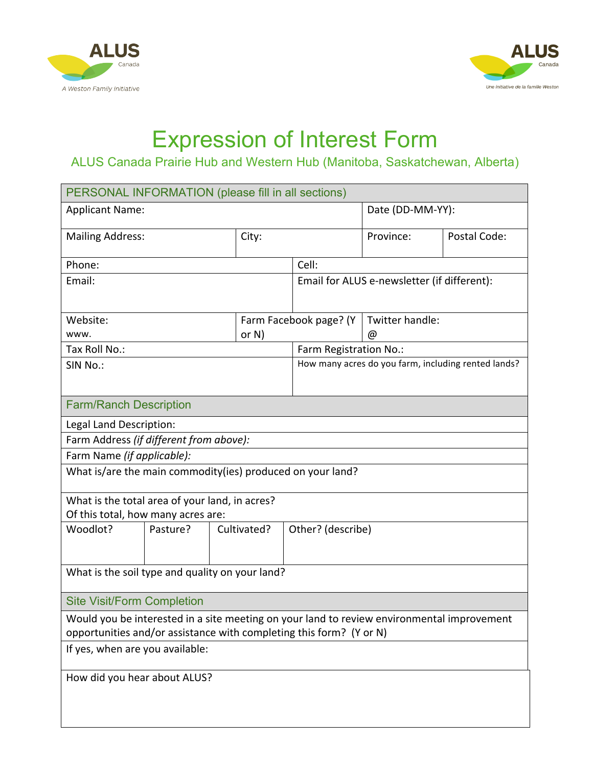ALUS Canada
A Weston Family Initiative

ALUS Canada
Une initiative de la famille Weston

# Expression of Interest Form

## ALUS Canada Prairie Hub and Western Hub (Manitoba, Saskatchewan, Alberta)

| PERSONAL INFORMATION (please fill in all sections) | | | |
|---|---|---|---|
| Applicant Name: | | Date (DD-MM-YY): | |
| Mailing Address: | City: | Province: | Postal Code: |
| Phone: | Cell: | | |
| Email: | Email for ALUS e-newsletter (if different): | | |
| Website: www. | Farm Facebook page? (Y or N) | Twitter handle: @ | |
| Tax Roll No.: | Farm Registration No.: | | |
| SIN No.: | How many acres do you farm, including rented lands? | | |

| Farm/Ranch Description | | | |
|---|---|---|---|
| Legal Land Description: | | | |
| Farm Address *(if different from above)*: | | | |
| Farm Name *(if applicable)*: | | | |
| What is/are the main commodity(ies) produced on your land? | | | |
| What is the total area of your land, in acres? Of this total, how many acres are: | | | |
| Woodlot? | Pasture? | Cultivated? | Other? (describe) |
| What is the soil type and quality on your land? | | | |

| Site Visit/Form Completion |
|---|
| Would you be interested in a site meeting on your land to review environmental improvement opportunities and/or assistance with completing this form? (Y or N) |
| If yes, when are you available: |
| How did you hear about ALUS? |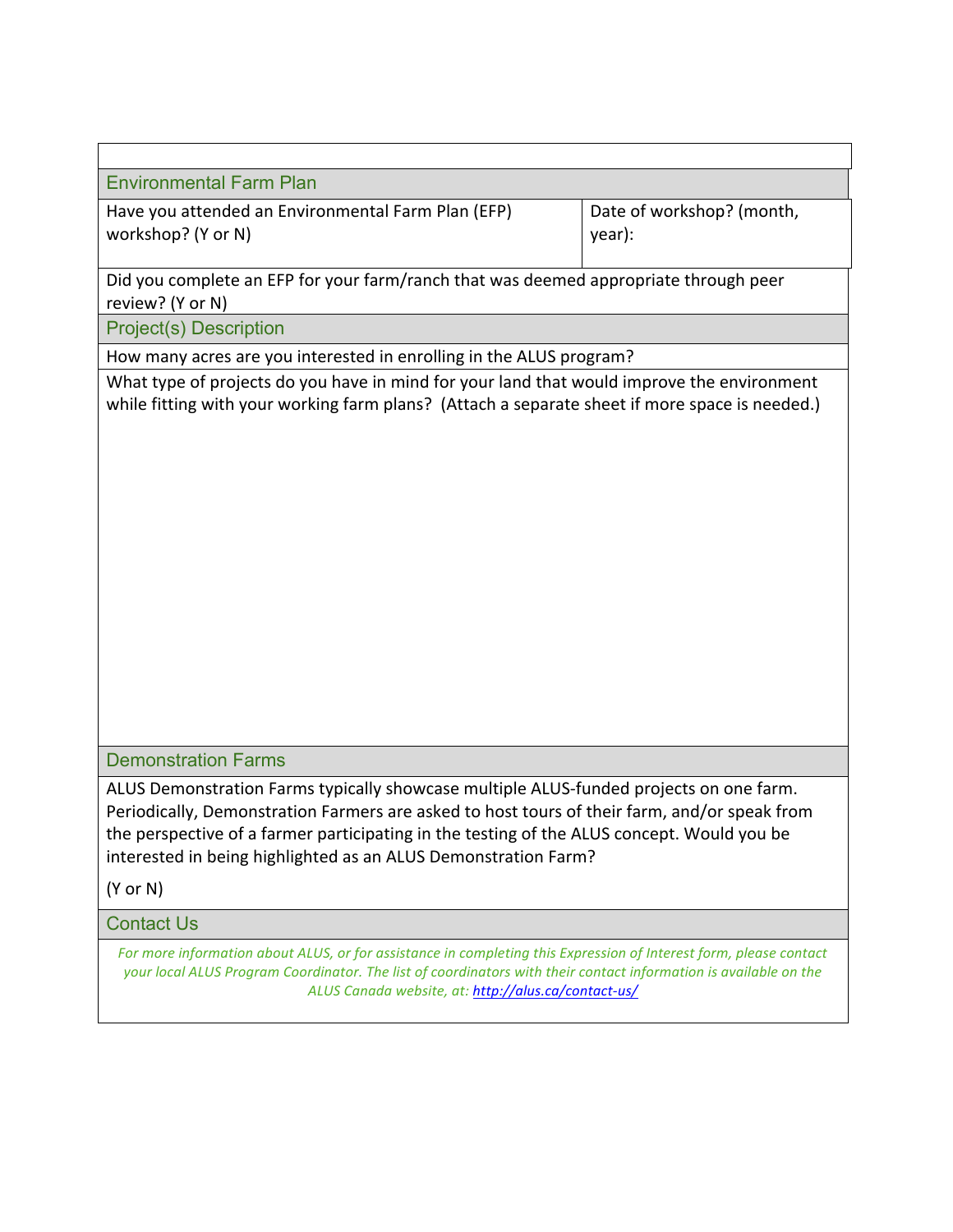## Environmental Farm Plan

| Have you attended an Environmental Farm Plan (EFP) workshop? (Y or N) | Date of workshop? (month, year): |
| --- | --- |

Did you complete an EFP for your farm/ranch that was deemed appropriate through peer review? (Y or N)

## Project(s) Description

How many acres are you interested in enrolling in the ALUS program?

What type of projects do you have in mind for your land that would improve the environment while fitting with your working farm plans? (Attach a separate sheet if more space is needed.)

## Demonstration Farms

ALUS Demonstration Farms typically showcase multiple ALUS-funded projects on one farm. Periodically, Demonstration Farmers are asked to host tours of their farm, and/or speak from the perspective of a farmer participating in the testing of the ALUS concept. Would you be interested in being highlighted as an ALUS Demonstration Farm?

(Y or N)

## Contact Us

*For more information about ALUS, or for assistance in completing this Expression of Interest form, please contact your local ALUS Program Coordinator. The list of coordinators with their contact information is available on the ALUS Canada website, at: http://alus.ca/contact-us/*